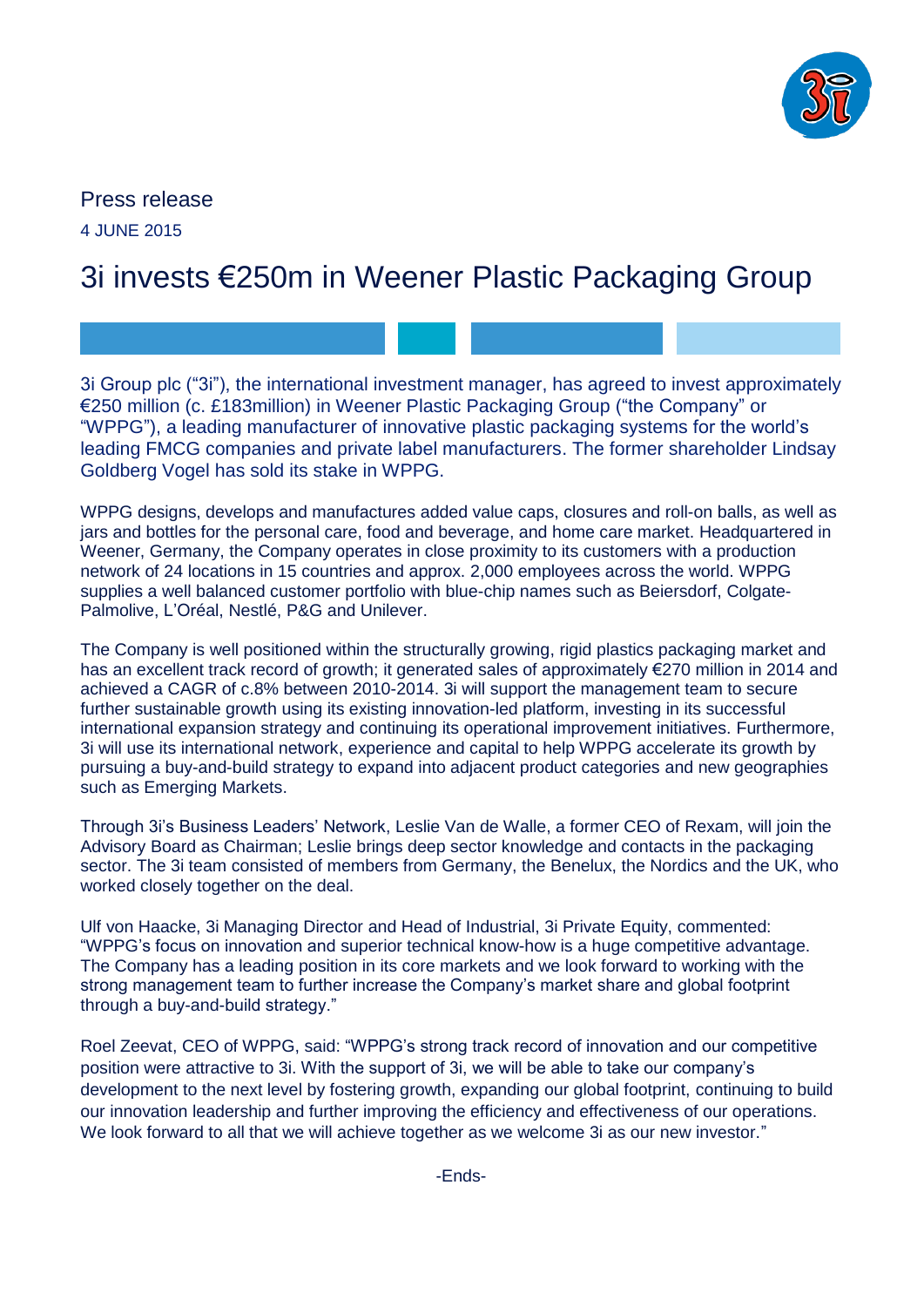Press release

4 JUNE 2015

# 3i invests €250m in Weener Plastic Packaging Group

3i Group plc ("3i"), the international investment manager, has agreed to invest approximately €250 million (c. £183million) in Weener Plastic Packaging Group ("the Company" or "WPPG"), a leading manufacturer of innovative plastic packaging systems for the world's leading FMCG companies and private label manufacturers. The former shareholder Lindsay Goldberg Vogel has sold its stake in WPPG.

WPPG designs, develops and manufactures added value caps, closures and roll-on balls, as well as jars and bottles for the personal care, food and beverage, and home care market. Headquartered in Weener, Germany, the Company operates in close proximity to its customers with a production network of 24 locations in 15 countries and approx. 2,000 employees across the world. WPPG supplies a well balanced customer portfolio with blue-chip names such as Beiersdorf, Colgate-Palmolive, L'Oréal, Nestlé, P&G and Unilever.

The Company is well positioned within the structurally growing, rigid plastics packaging market and has an excellent track record of growth; it generated sales of approximately €270 million in 2014 and achieved a CAGR of c.8% between 2010-2014. 3i will support the management team to secure further sustainable growth using its existing innovation-led platform, investing in its successful international expansion strategy and continuing its operational improvement initiatives. Furthermore, 3i will use its international network, experience and capital to help WPPG accelerate its growth by pursuing a buy-and-build strategy to expand into adjacent product categories and new geographies such as Emerging Markets.

Through 3i's Business Leaders' Network, Leslie Van de Walle, a former CEO of Rexam, will join the Advisory Board as Chairman; Leslie brings deep sector knowledge and contacts in the packaging sector. The 3i team consisted of members from Germany, the Benelux, the Nordics and the UK, who worked closely together on the deal.

Ulf von Haacke, 3i Managing Director and Head of Industrial, 3i Private Equity, commented: "WPPG's focus on innovation and superior technical know-how is a huge competitive advantage. The Company has a leading position in its core markets and we look forward to working with the strong management team to further increase the Company's market share and global footprint through a buy-and-build strategy."

Roel Zeevat, CEO of WPPG, said: "WPPG's strong track record of innovation and our competitive position were attractive to 3i. With the support of 3i, we will be able to take our company's development to the next level by fostering growth, expanding our global footprint, continuing to build our innovation leadership and further improving the efficiency and effectiveness of our operations. We look forward to all that we will achieve together as we welcome 3i as our new investor."

-Ends-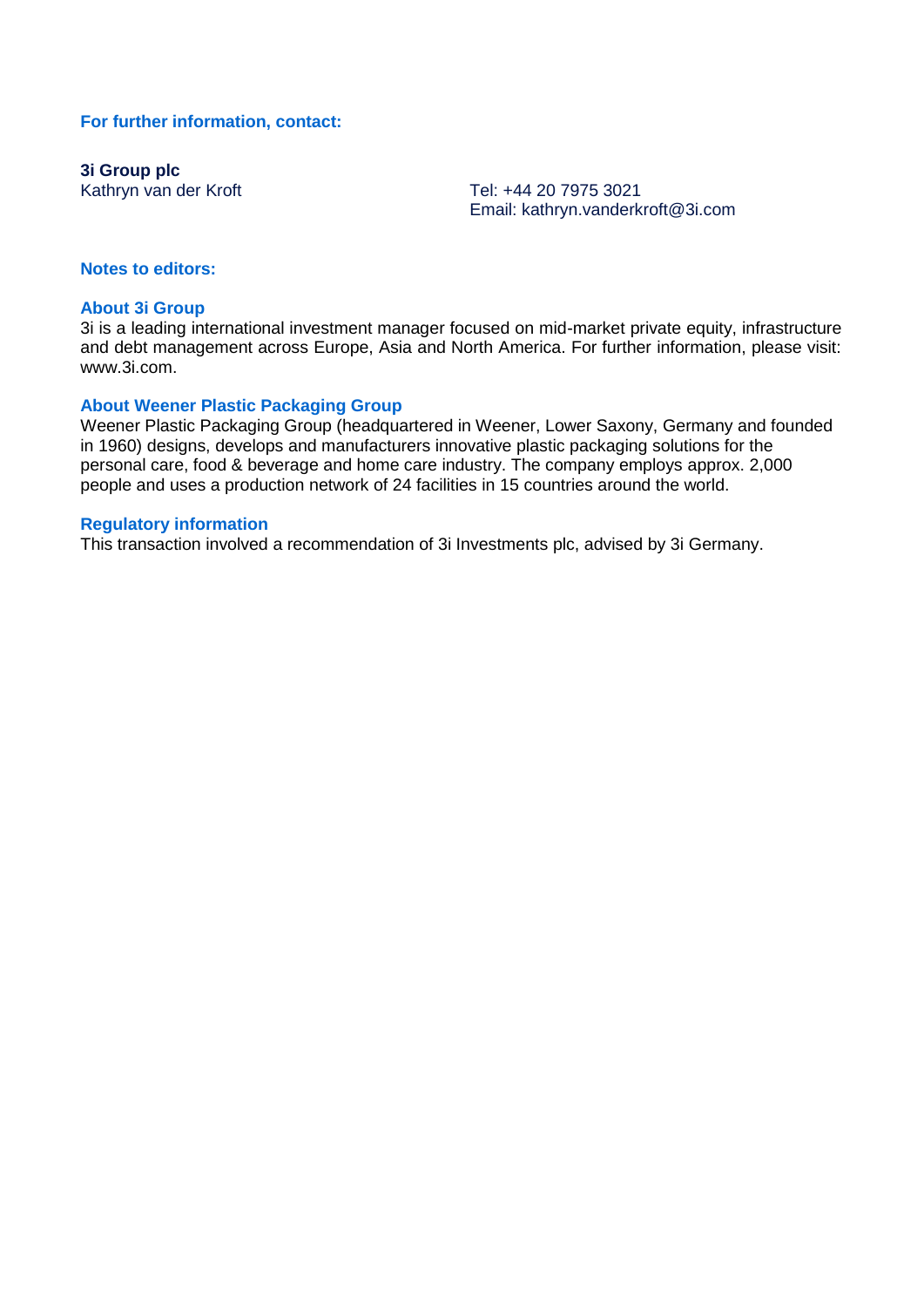**For further information, contact:**

**3i Group plc**
Kathryn van der Kroft

Tel: +44 20 7975 3021
Email: kathryn.vanderkroft@3i.com

## Notes to editors:

### About 3i Group

3i is a leading international investment manager focused on mid-market private equity, infrastructure and debt management across Europe, Asia and North America. For further information, please visit: www.3i.com.

### About Weener Plastic Packaging Group

Weener Plastic Packaging Group (headquartered in Weener, Lower Saxony, Germany and founded in 1960) designs, develops and manufacturers innovative plastic packaging solutions for the personal care, food & beverage and home care industry. The company employs approx. 2,000 people and uses a production network of 24 facilities in 15 countries around the world.

### Regulatory information

This transaction involved a recommendation of 3i Investments plc, advised by 3i Germany.